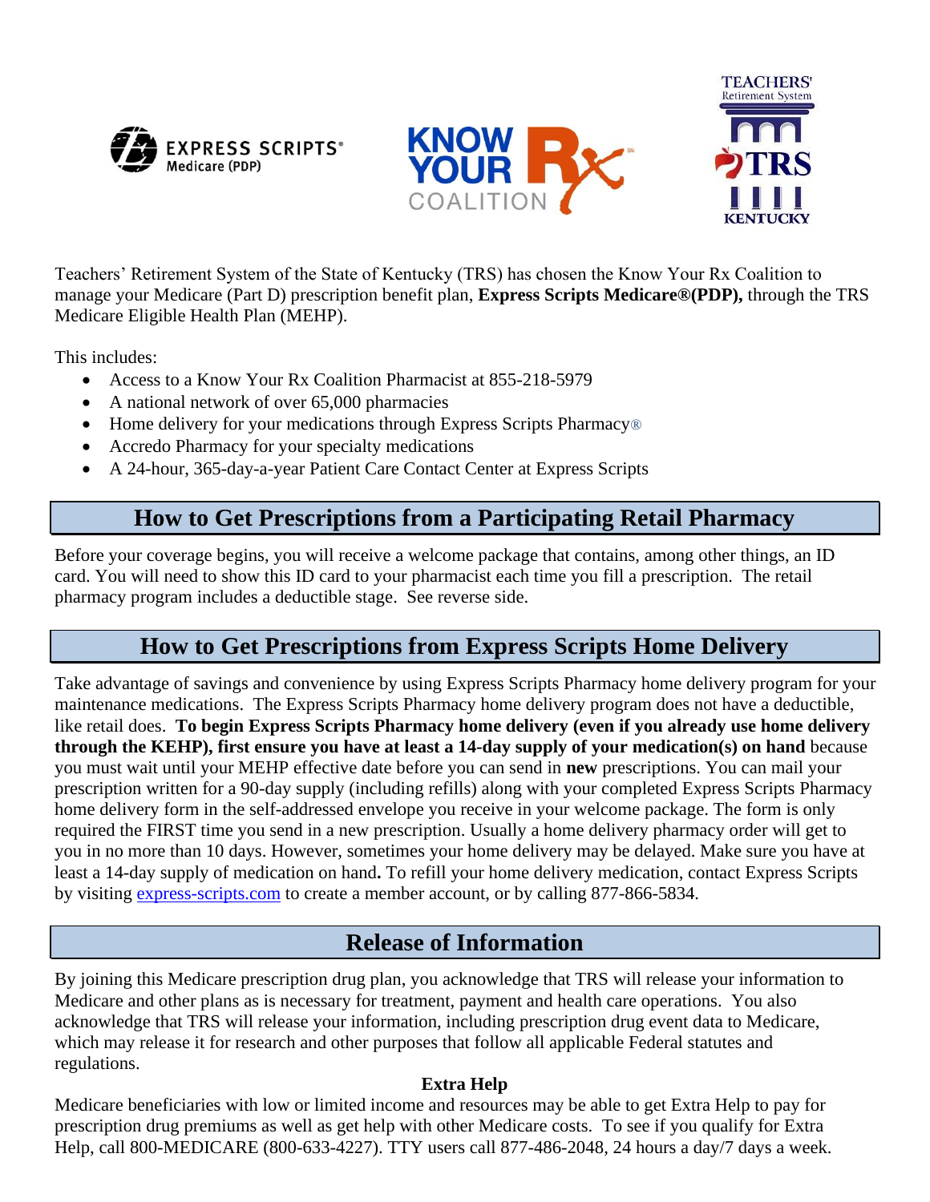Teachers' Retirement System of the State of Kentucky (TRS) has chosen the Know Your Rx Coalition to manage your Medicare (Part D) prescription benefit plan, **Express Scripts Medicare®(PDP),** through the TRS Medicare Eligible Health Plan (MEHP).

This includes:

- Access to a Know Your Rx Coalition Pharmacist at 855-218-5979
- A national network of over 65,000 pharmacies
- Home delivery for your medications through Express Scripts Pharmacy®
- Accredo Pharmacy for your specialty medications
- A 24-hour, 365-day-a-year Patient Care Contact Center at Express Scripts

## How to Get Prescriptions from a Participating Retail Pharmacy

Before your coverage begins, you will receive a welcome package that contains, among other things, an ID card. You will need to show this ID card to your pharmacist each time you fill a prescription. The retail pharmacy program includes a deductible stage. See reverse side.

## How to Get Prescriptions from Express Scripts Home Delivery

Take advantage of savings and convenience by using Express Scripts Pharmacy home delivery program for your maintenance medications. The Express Scripts Pharmacy home delivery program does not have a deductible, like retail does. **To begin Express Scripts Pharmacy home delivery (even if you already use home delivery through the KEHP), first ensure you have at least a 14-day supply of your medication(s) on hand** because you must wait until your MEHP effective date before you can send in **new** prescriptions. You can mail your prescription written for a 90-day supply (including refills) along with your completed Express Scripts Pharmacy home delivery form in the self-addressed envelope you receive in your welcome package. The form is only required the FIRST time you send in a new prescription. Usually a home delivery pharmacy order will get to you in no more than 10 days. However, sometimes your home delivery may be delayed. Make sure you have at least a 14-day supply of medication on hand**.** To refill your home delivery medication, contact Express Scripts by visiting express-scripts.com to create a member account, or by calling 877-866-5834.

## Release of Information

By joining this Medicare prescription drug plan, you acknowledge that TRS will release your information to Medicare and other plans as is necessary for treatment, payment and health care operations. You also acknowledge that TRS will release your information, including prescription drug event data to Medicare, which may release it for research and other purposes that follow all applicable Federal statutes and regulations.

**Extra Help**

Medicare beneficiaries with low or limited income and resources may be able to get Extra Help to pay for prescription drug premiums as well as get help with other Medicare costs. To see if you qualify for Extra Help, call 800-MEDICARE (800-633-4227). TTY users call 877-486-2048, 24 hours a day/7 days a week.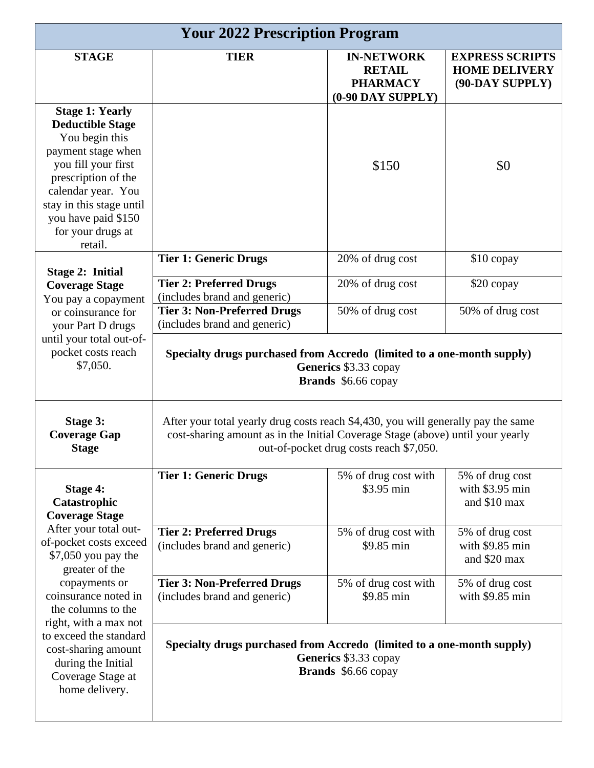# Your 2022 Prescription Program

| STAGE | TIER | IN-NETWORK RETAIL PHARMACY (0-90 DAY SUPPLY) | EXPRESS SCRIPTS HOME DELIVERY (90-DAY SUPPLY) |
|---|---|---|---|
| **Stage 1: Yearly Deductible Stage** You begin this payment stage when you fill your first prescription of the calendar year. You stay in this stage until you have paid $150 for your drugs at retail. | | $150 | $0 |
| **Stage 2: Initial Coverage Stage** You pay a copayment or coinsurance for your Part D drugs until your total out-of-pocket costs reach $7,050. | **Tier 1: Generic Drugs** | 20% of drug cost | $10 copay |
| | **Tier 2: Preferred Drugs** (includes brand and generic) | 20% of drug cost | $20 copay |
| | **Tier 3: Non-Preferred Drugs** (includes brand and generic) | 50% of drug cost | 50% of drug cost |
| | **Specialty drugs purchased from Accredo (limited to a one-month supply)** **Generics** $3.33 copay **Brands** $6.66 copay | | |
| **Stage 3: Coverage Gap Stage** | After your total yearly drug costs reach $4,430, you will generally pay the same cost-sharing amount as in the Initial Coverage Stage (above) until your yearly out-of-pocket drug costs reach $7,050. | | |
| **Stage 4: Catastrophic Coverage Stage** After your total out-of-pocket costs exceed $7,050 you pay the greater of the copayments or coinsurance noted in the columns to the right, with a max not to exceed the standard cost-sharing amount during the Initial Coverage Stage at home delivery. | **Tier 1: Generic Drugs** | 5% of drug cost with $3.95 min | 5% of drug cost with $3.95 min and $10 max |
| | **Tier 2: Preferred Drugs** (includes brand and generic) | 5% of drug cost with $9.85 min | 5% of drug cost with $9.85 min and $20 max |
| | **Tier 3: Non-Preferred Drugs** (includes brand and generic) | 5% of drug cost with $9.85 min | 5% of drug cost with $9.85 min |
| | **Specialty drugs purchased from Accredo (limited to a one-month supply)** **Generics** $3.33 copay **Brands** $6.66 copay | | |